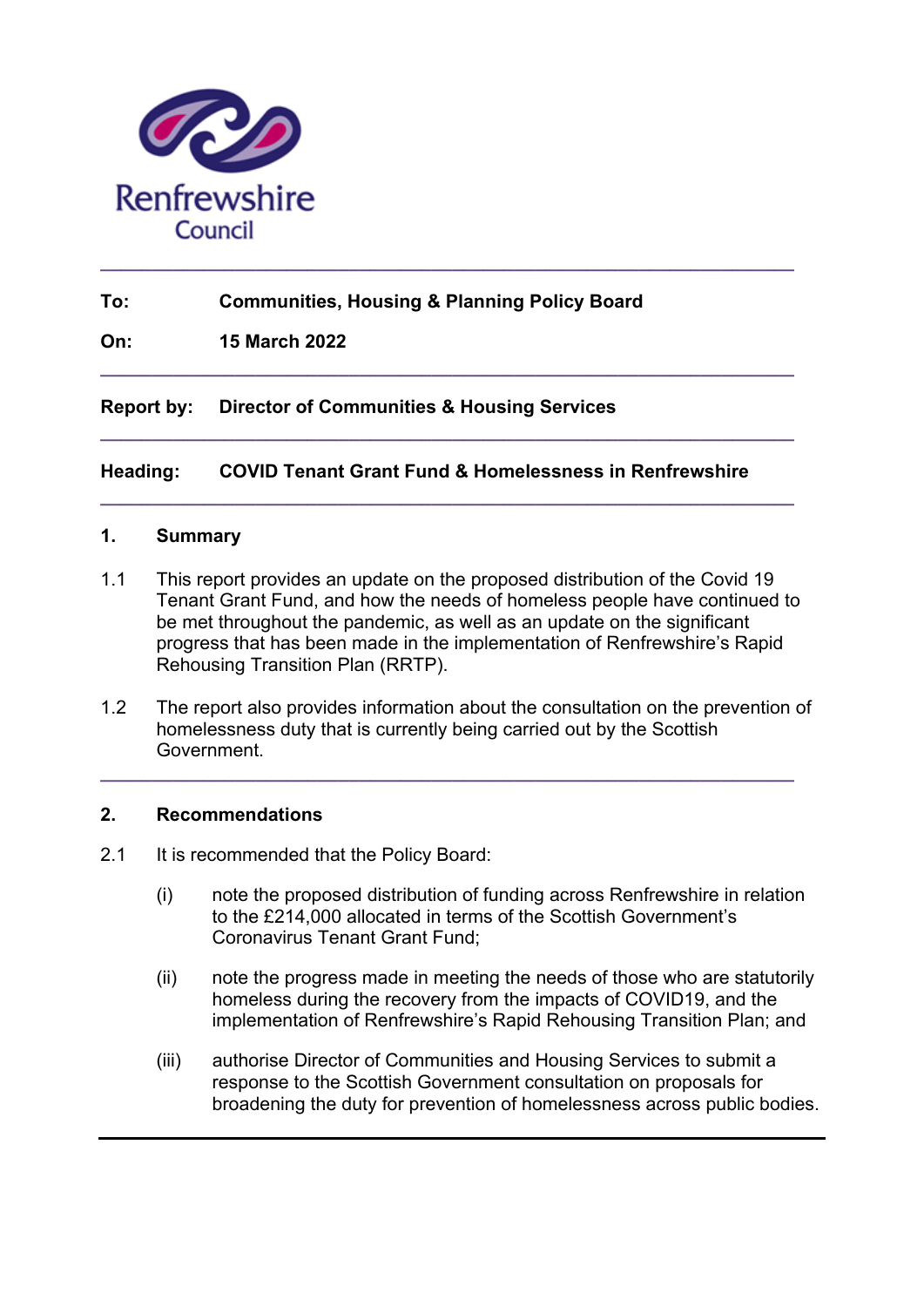Renfrewshire Council

---

**To:** **Communities, Housing & Planning Policy Board**

**On:** **15 March 2022**

---

**Report by:** **Director of Communities & Housing Services**

---

**Heading:** **COVID Tenant Grant Fund & Homelessness in Renfrewshire**

---

## 1. Summary

1.1 This report provides an update on the proposed distribution of the Covid 19 Tenant Grant Fund, and how the needs of homeless people have continued to be met throughout the pandemic, as well as an update on the significant progress that has been made in the implementation of Renfrewshire's Rapid Rehousing Transition Plan (RRTP).

1.2 The report also provides information about the consultation on the prevention of homelessness duty that is currently being carried out by the Scottish Government.

---

## 2. Recommendations

2.1 It is recommended that the Policy Board:

(i) note the proposed distribution of funding across Renfrewshire in relation to the £214,000 allocated in terms of the Scottish Government's Coronavirus Tenant Grant Fund;

(ii) note the progress made in meeting the needs of those who are statutorily homeless during the recovery from the impacts of COVID19, and the implementation of Renfrewshire's Rapid Rehousing Transition Plan; and

(iii) authorise Director of Communities and Housing Services to submit a response to the Scottish Government consultation on proposals for broadening the duty for prevention of homelessness across public bodies.

---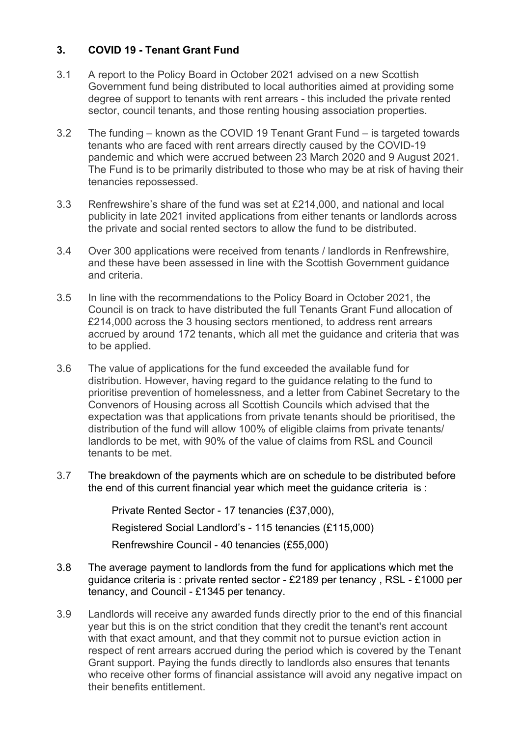## 3. COVID 19 - Tenant Grant Fund

3.1 A report to the Policy Board in October 2021 advised on a new Scottish Government fund being distributed to local authorities aimed at providing some degree of support to tenants with rent arrears - this included the private rented sector, council tenants, and those renting housing association properties.

3.2 The funding – known as the COVID 19 Tenant Grant Fund – is targeted towards tenants who are faced with rent arrears directly caused by the COVID-19 pandemic and which were accrued between 23 March 2020 and 9 August 2021. The Fund is to be primarily distributed to those who may be at risk of having their tenancies repossessed.

3.3 Renfrewshire's share of the fund was set at £214,000, and national and local publicity in late 2021 invited applications from either tenants or landlords across the private and social rented sectors to allow the fund to be distributed.

3.4 Over 300 applications were received from tenants / landlords in Renfrewshire, and these have been assessed in line with the Scottish Government guidance and criteria.

3.5 In line with the recommendations to the Policy Board in October 2021, the Council is on track to have distributed the full Tenants Grant Fund allocation of £214,000 across the 3 housing sectors mentioned, to address rent arrears accrued by around 172 tenants, which all met the guidance and criteria that was to be applied.

3.6 The value of applications for the fund exceeded the available fund for distribution. However, having regard to the guidance relating to the fund to prioritise prevention of homelessness, and a letter from Cabinet Secretary to the Convenors of Housing across all Scottish Councils which advised that the expectation was that applications from private tenants should be prioritised, the distribution of the fund will allow 100% of eligible claims from private tenants/ landlords to be met, with 90% of the value of claims from RSL and Council tenants to be met.

3.7 The breakdown of the payments which are on schedule to be distributed before the end of this current financial year which meet the guidance criteria is :

Private Rented Sector - 17 tenancies (£37,000),

Registered Social Landlord's - 115 tenancies (£115,000)

Renfrewshire Council - 40 tenancies (£55,000)

3.8 The average payment to landlords from the fund for applications which met the guidance criteria is : private rented sector - £2189 per tenancy , RSL - £1000 per tenancy, and Council - £1345 per tenancy.

3.9 Landlords will receive any awarded funds directly prior to the end of this financial year but this is on the strict condition that they credit the tenant's rent account with that exact amount, and that they commit not to pursue eviction action in respect of rent arrears accrued during the period which is covered by the Tenant Grant support. Paying the funds directly to landlords also ensures that tenants who receive other forms of financial assistance will avoid any negative impact on their benefits entitlement.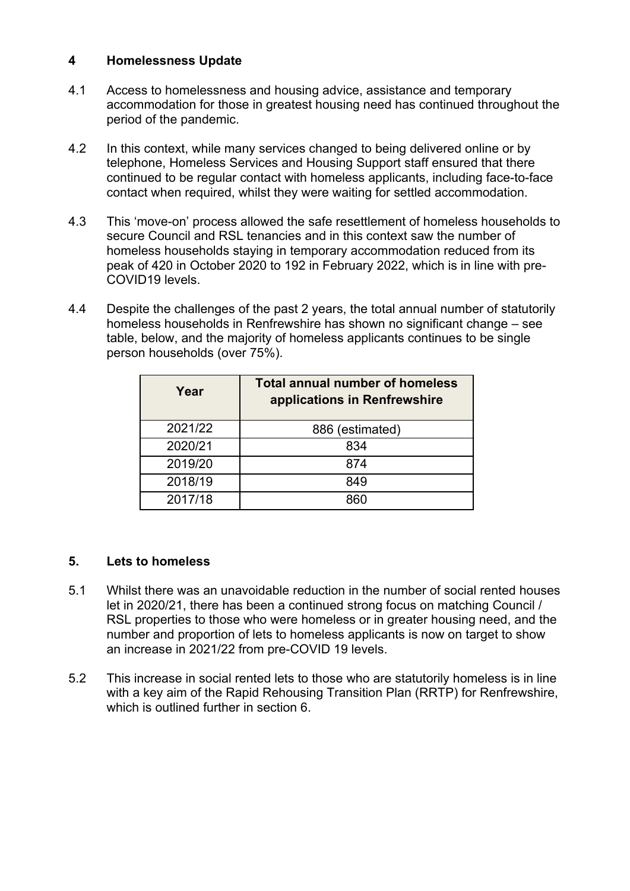## 4 Homelessness Update

4.1 Access to homelessness and housing advice, assistance and temporary accommodation for those in greatest housing need has continued throughout the period of the pandemic.

4.2 In this context, while many services changed to being delivered online or by telephone, Homeless Services and Housing Support staff ensured that there continued to be regular contact with homeless applicants, including face-to-face contact when required, whilst they were waiting for settled accommodation.

4.3 This 'move-on' process allowed the safe resettlement of homeless households to secure Council and RSL tenancies and in this context saw the number of homeless households staying in temporary accommodation reduced from its peak of 420 in October 2020 to 192 in February 2022, which is in line with pre-COVID19 levels.

4.4 Despite the challenges of the past 2 years, the total annual number of statutorily homeless households in Renfrewshire has shown no significant change – see table, below, and the majority of homeless applicants continues to be single person households (over 75%).

| Year | Total annual number of homeless applications in Renfrewshire |
|---|---|
| 2021/22 | 886 (estimated) |
| 2020/21 | 834 |
| 2019/20 | 874 |
| 2018/19 | 849 |
| 2017/18 | 860 |

## 5. Lets to homeless

5.1 Whilst there was an unavoidable reduction in the number of social rented houses let in 2020/21, there has been a continued strong focus on matching Council / RSL properties to those who were homeless or in greater housing need, and the number and proportion of lets to homeless applicants is now on target to show an increase in 2021/22 from pre-COVID 19 levels.

5.2 This increase in social rented lets to those who are statutorily homeless is in line with a key aim of the Rapid Rehousing Transition Plan (RRTP) for Renfrewshire, which is outlined further in section 6.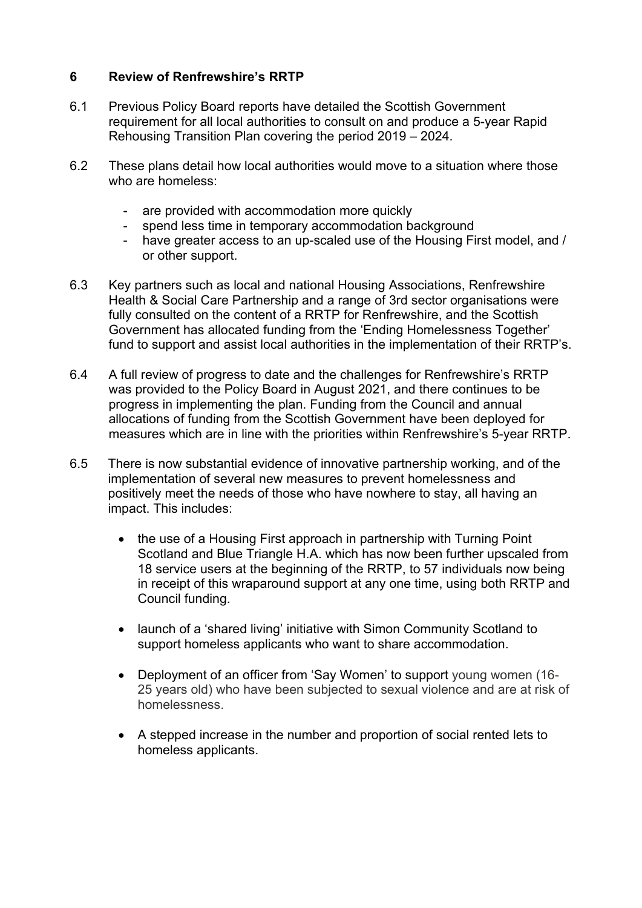## 6 Review of Renfrewshire's RRTP

6.1 Previous Policy Board reports have detailed the Scottish Government requirement for all local authorities to consult on and produce a 5-year Rapid Rehousing Transition Plan covering the period 2019 – 2024.

6.2 These plans detail how local authorities would move to a situation where those who are homeless:

- are provided with accommodation more quickly
- spend less time in temporary accommodation background
- have greater access to an up-scaled use of the Housing First model, and / or other support.

6.3 Key partners such as local and national Housing Associations, Renfrewshire Health & Social Care Partnership and a range of 3rd sector organisations were fully consulted on the content of a RRTP for Renfrewshire, and the Scottish Government has allocated funding from the 'Ending Homelessness Together' fund to support and assist local authorities in the implementation of their RRTP's.

6.4 A full review of progress to date and the challenges for Renfrewshire's RRTP was provided to the Policy Board in August 2021, and there continues to be progress in implementing the plan. Funding from the Council and annual allocations of funding from the Scottish Government have been deployed for measures which are in line with the priorities within Renfrewshire's 5-year RRTP.

6.5 There is now substantial evidence of innovative partnership working, and of the implementation of several new measures to prevent homelessness and positively meet the needs of those who have nowhere to stay, all having an impact. This includes:

- the use of a Housing First approach in partnership with Turning Point Scotland and Blue Triangle H.A. which has now been further upscaled from 18 service users at the beginning of the RRTP, to 57 individuals now being in receipt of this wraparound support at any one time, using both RRTP and Council funding.
- launch of a 'shared living' initiative with Simon Community Scotland to support homeless applicants who want to share accommodation.
- Deployment of an officer from 'Say Women' to support young women (16-25 years old) who have been subjected to sexual violence and are at risk of homelessness.
- A stepped increase in the number and proportion of social rented lets to homeless applicants.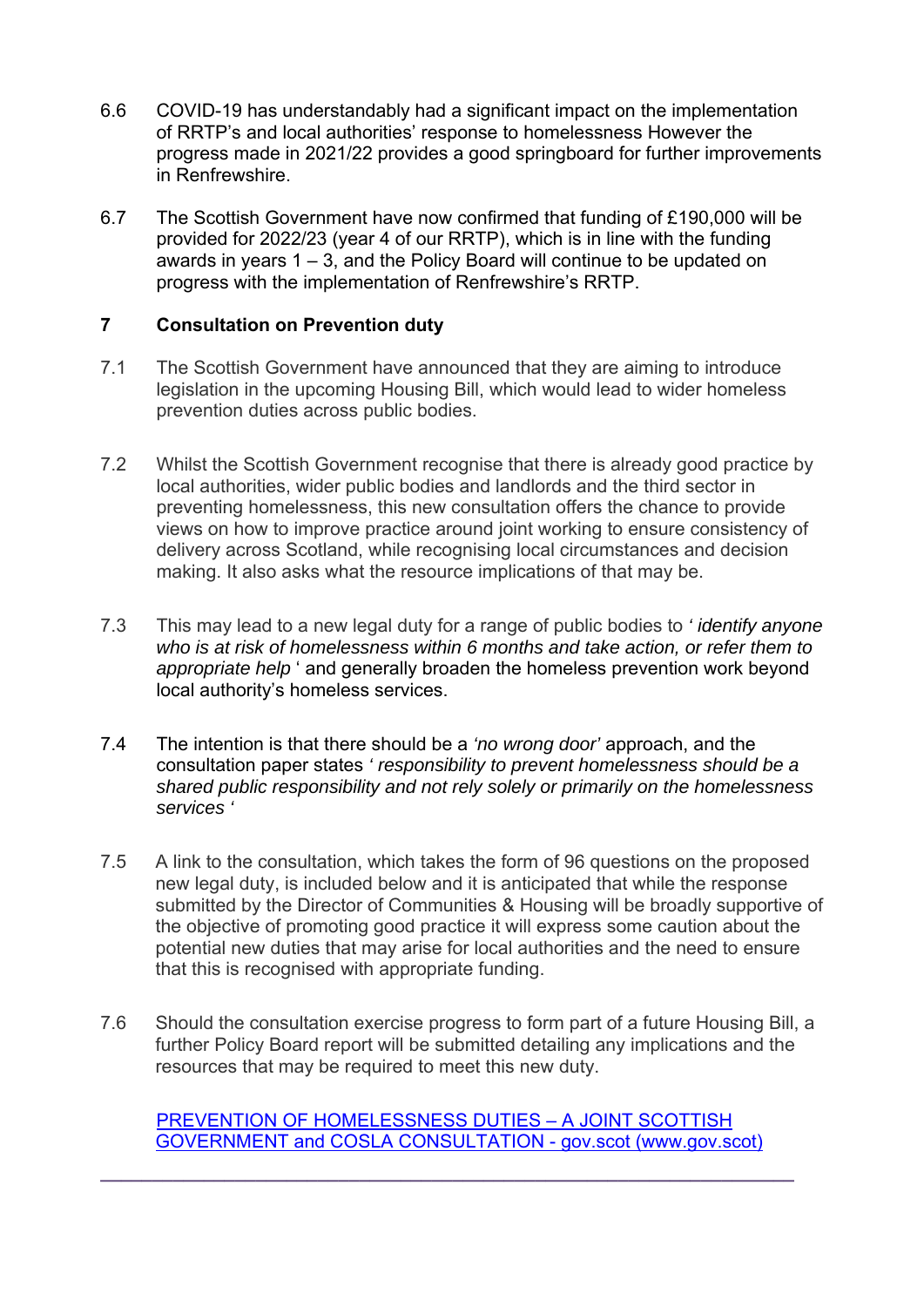6.6 COVID-19 has understandably had a significant impact on the implementation of RRTP's and local authorities' response to homelessness However the progress made in 2021/22 provides a good springboard for further improvements in Renfrewshire.

6.7 The Scottish Government have now confirmed that funding of £190,000 will be provided for 2022/23 (year 4 of our RRTP), which is in line with the funding awards in years 1 – 3, and the Policy Board will continue to be updated on progress with the implementation of Renfrewshire's RRTP.

## 7 Consultation on Prevention duty

7.1 The Scottish Government have announced that they are aiming to introduce legislation in the upcoming Housing Bill, which would lead to wider homeless prevention duties across public bodies.

7.2 Whilst the Scottish Government recognise that there is already good practice by local authorities, wider public bodies and landlords and the third sector in preventing homelessness, this new consultation offers the chance to provide views on how to improve practice around joint working to ensure consistency of delivery across Scotland, while recognising local circumstances and decision making. It also asks what the resource implications of that may be.

7.3 This may lead to a new legal duty for a range of public bodies to *' identify anyone who is at risk of homelessness within 6 months and take action, or refer them to appropriate help* ' and generally broaden the homeless prevention work beyond local authority's homeless services.

7.4 The intention is that there should be a *'no wrong door'* approach, and the consultation paper states *' responsibility to prevent homelessness should be a shared public responsibility and not rely solely or primarily on the homelessness services '*

7.5 A link to the consultation, which takes the form of 96 questions on the proposed new legal duty, is included below and it is anticipated that while the response submitted by the Director of Communities & Housing will be broadly supportive of the objective of promoting good practice it will express some caution about the potential new duties that may arise for local authorities and the need to ensure that this is recognised with appropriate funding.

7.6 Should the consultation exercise progress to form part of a future Housing Bill, a further Policy Board report will be submitted detailing any implications and the resources that may be required to meet this new duty.

[PREVENTION OF HOMELESSNESS DUTIES – A JOINT SCOTTISH GOVERNMENT and COSLA CONSULTATION - gov.scot (www.gov.scot)]

---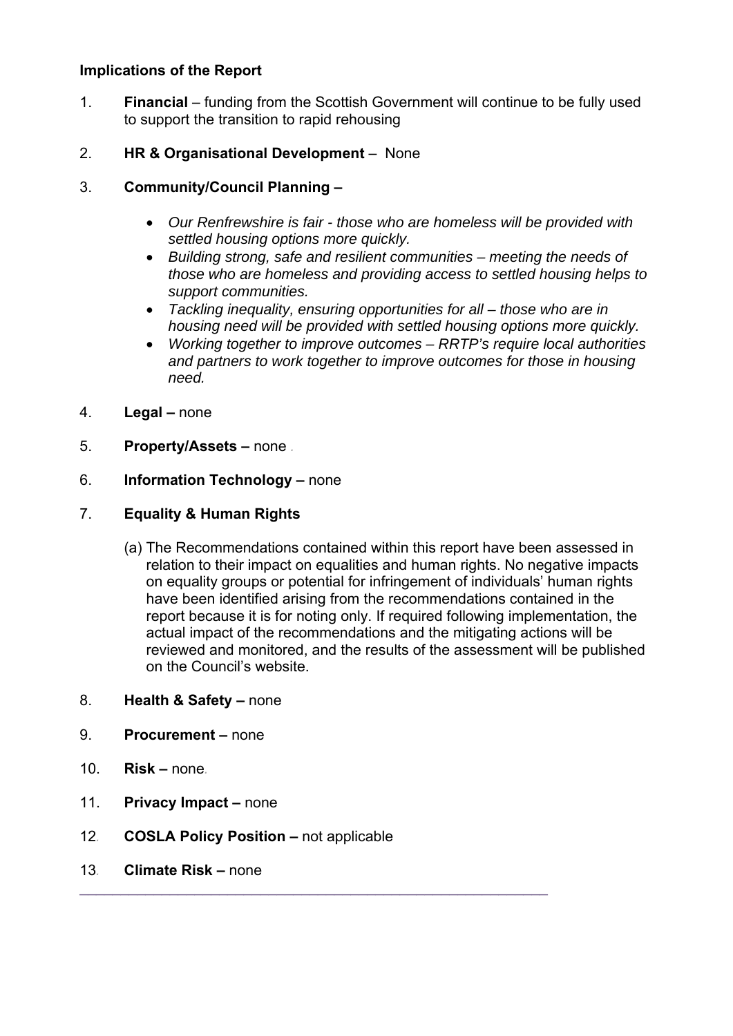**Implications of the Report**

1. **Financial** – funding from the Scottish Government will continue to be fully used to support the transition to rapid rehousing

2. **HR & Organisational Development** – None

3. **Community/Council Planning –**

   - *Our Renfrewshire is fair - those who are homeless will be provided with settled housing options more quickly.*
   - *Building strong, safe and resilient communities – meeting the needs of those who are homeless and providing access to settled housing helps to support communities.*
   - *Tackling inequality, ensuring opportunities for all – those who are in housing need will be provided with settled housing options more quickly.*
   - *Working together to improve outcomes – RRTP's require local authorities and partners to work together to improve outcomes for those in housing need.*

4. **Legal –** none

5. **Property/Assets –** none

6. **Information Technology –** none

7. **Equality & Human Rights**

   (a) The Recommendations contained within this report have been assessed in relation to their impact on equalities and human rights. No negative impacts on equality groups or potential for infringement of individuals' human rights have been identified arising from the recommendations contained in the report because it is for noting only. If required following implementation, the actual impact of the recommendations and the mitigating actions will be reviewed and monitored, and the results of the assessment will be published on the Council's website.

8. **Health & Safety –** none

9. **Procurement –** none

10. **Risk –** none

11. **Privacy Impact –** none

12. **COSLA Policy Position –** not applicable

13. **Climate Risk –** none

---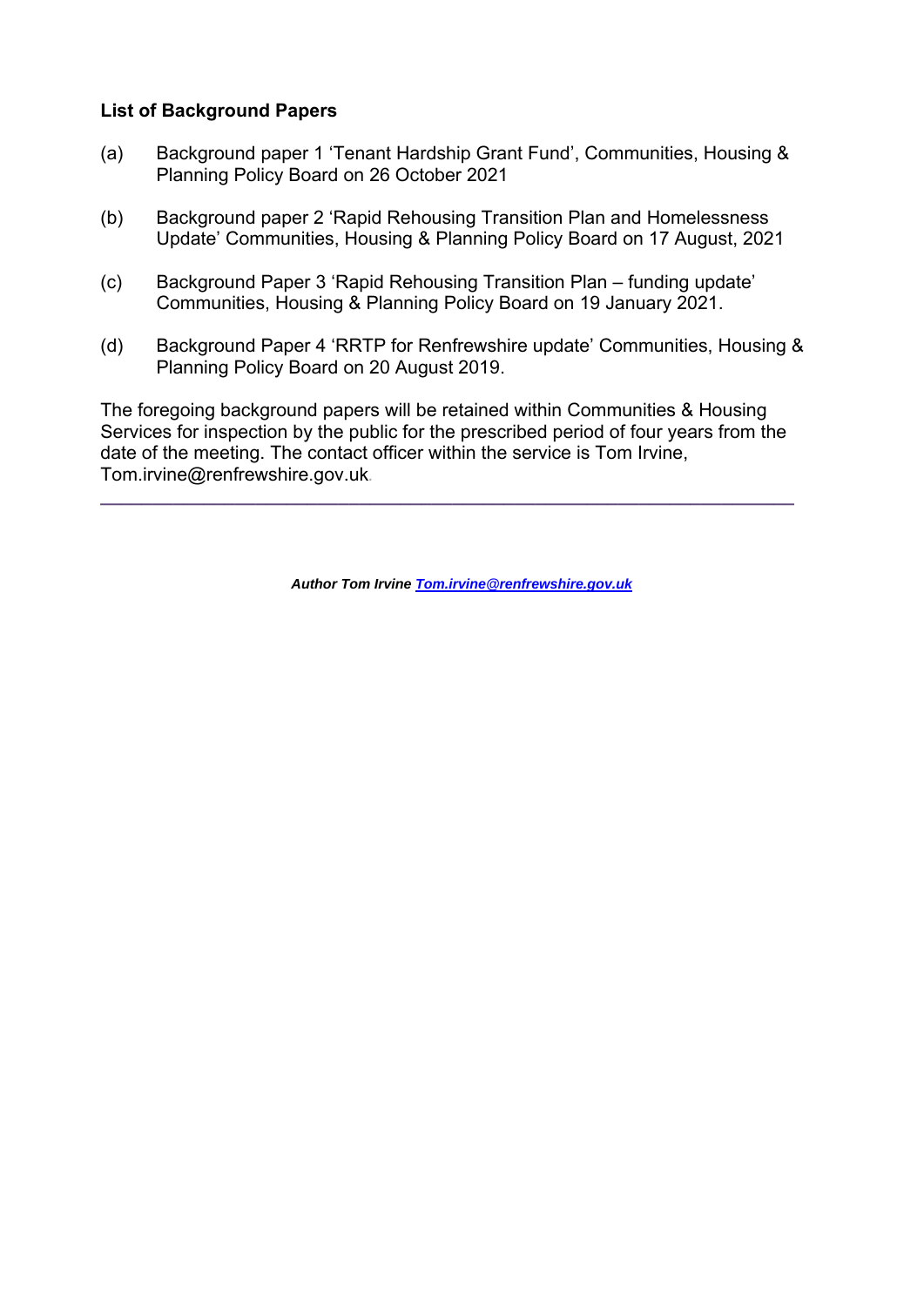**List of Background Papers**

(a) Background paper 1 'Tenant Hardship Grant Fund', Communities, Housing & Planning Policy Board on 26 October 2021

(b) Background paper 2 'Rapid Rehousing Transition Plan and Homelessness Update' Communities, Housing & Planning Policy Board on 17 August, 2021

(c) Background Paper 3 'Rapid Rehousing Transition Plan – funding update' Communities, Housing & Planning Policy Board on 19 January 2021.

(d) Background Paper 4 'RRTP for Renfrewshire update' Communities, Housing & Planning Policy Board on 20 August 2019.

The foregoing background papers will be retained within Communities & Housing Services for inspection by the public for the prescribed period of four years from the date of the meeting. The contact officer within the service is Tom Irvine, Tom.irvine@renfrewshire.gov.uk.

---

***Author Tom Irvine Tom.irvine@renfrewshire.gov.uk***